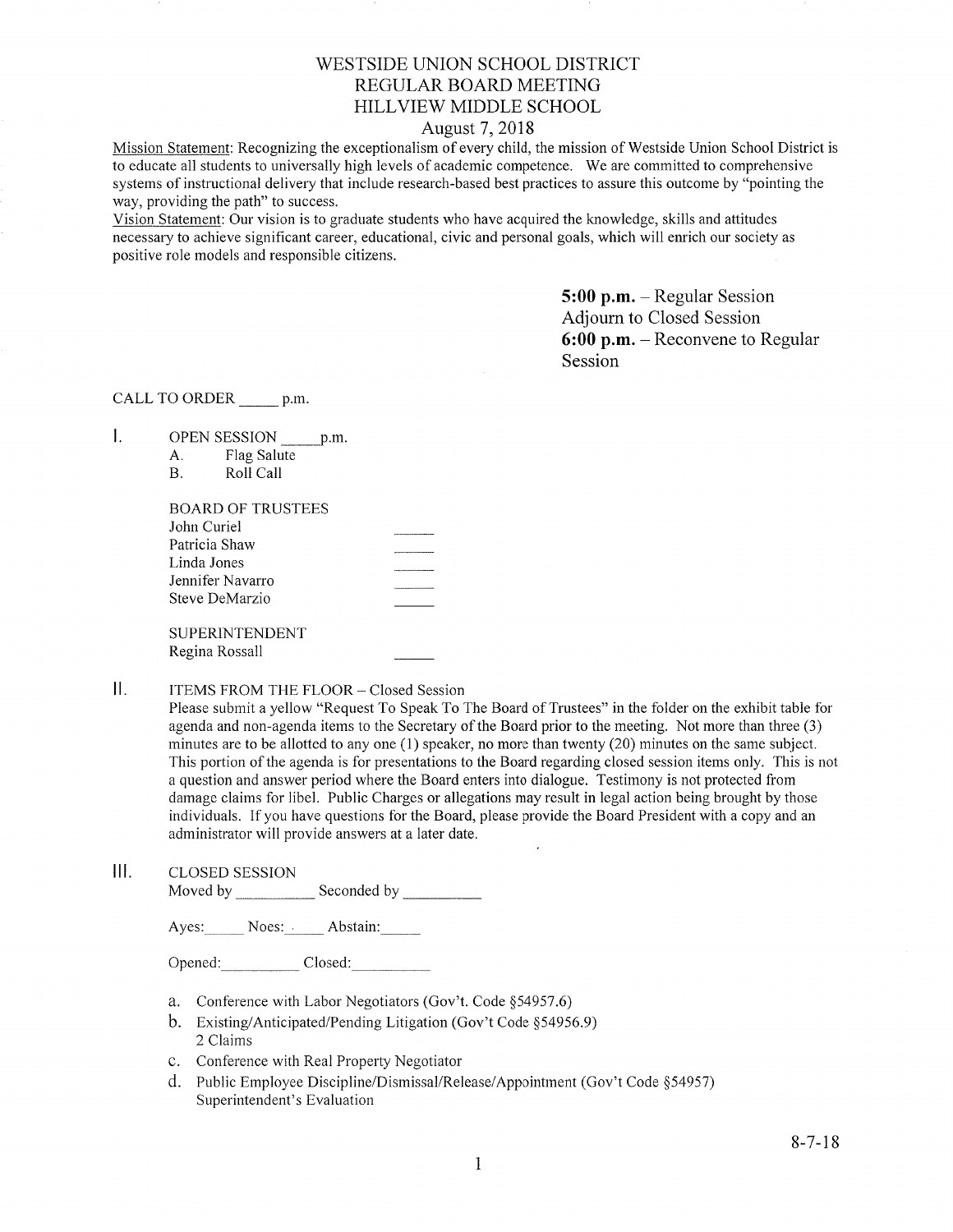# WESTSIDE UNION SCHOOL DISTRICT
## REGULAR BOARD MEETING
## HILLVIEW MIDDLE SCHOOL
### August 7, 2018

Mission Statement: Recognizing the exceptionalism of every child, the mission of Westside Union School District is to educate all students to universally high levels of academic competence. We are committed to comprehensive systems of instructional delivery that include research-based best practices to assure this outcome by "pointing the way, providing the path" to success.

Vision Statement: Our vision is to graduate students who have acquired the knowledge, skills and attitudes necessary to achieve significant career, educational, civic and personal goals, which will enrich our society as positive role models and responsible citizens.

**5:00 p.m.** – Regular Session
Adjourn to Closed Session
**6:00 p.m.** – Reconvene to Regular Session

CALL TO ORDER _____ p.m.

I. OPEN SESSION _____ p.m.
   A. Flag Salute
   B. Roll Call

   BOARD OF TRUSTEES

   | | |
   |---|---|
   | John Curiel | _____ |
   | Patricia Shaw | _____ |
   | Linda Jones | _____ |
   | Jennifer Navarro | _____ |
   | Steve DeMarzio | _____ |

   SUPERINTENDENT

   | | |
   |---|---|
   | Regina Rossall | _____ |

II. ITEMS FROM THE FLOOR – Closed Session

   Please submit a yellow "Request To Speak To The Board of Trustees" in the folder on the exhibit table for agenda and non-agenda items to the Secretary of the Board prior to the meeting. Not more than three (3) minutes are to be allotted to any one (1) speaker, no more than twenty (20) minutes on the same subject. This portion of the agenda is for presentations to the Board regarding closed session items only. This is not a question and answer period where the Board enters into dialogue. Testimony is not protected from damage claims for libel. Public Charges or allegations may result in legal action being brought by those individuals. If you have questions for the Board, please provide the Board President with a copy and an administrator will provide answers at a later date.

III. CLOSED SESSION

   Moved by __________ Seconded by __________

   Ayes:_____ Noes:_____ Abstain:_____

   Opened:__________ Closed:__________

   a. Conference with Labor Negotiators (Gov't. Code §54957.6)
   b. Existing/Anticipated/Pending Litigation (Gov't Code §54956.9)
      2 Claims
   c. Conference with Real Property Negotiator
   d. Public Employee Discipline/Dismissal/Release/Appointment (Gov't Code §54957)
      Superintendent's Evaluation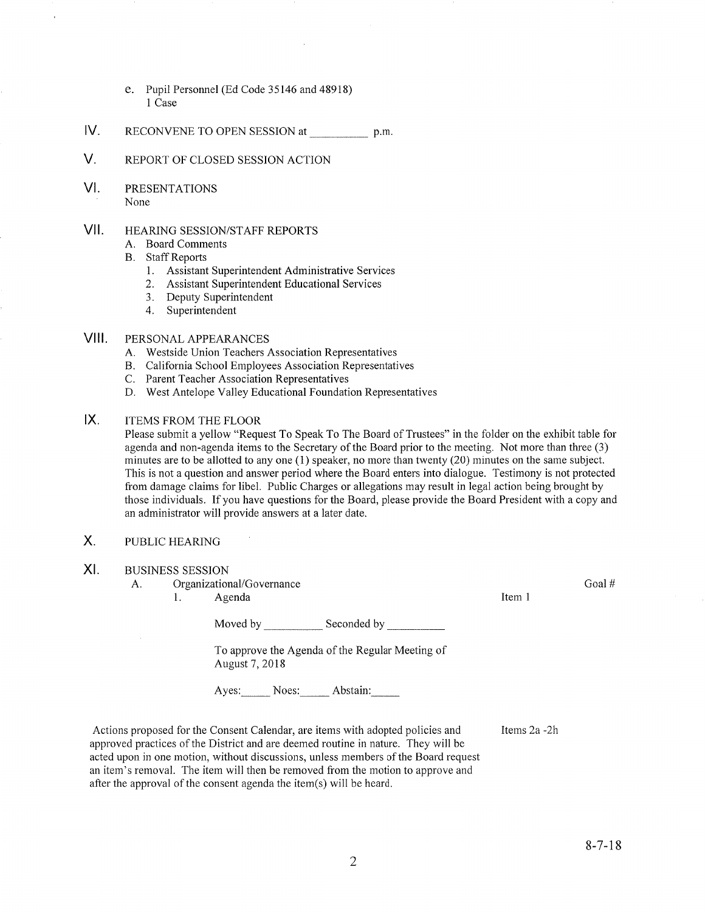e. Pupil Personnel (Ed Code 35146 and 48918)
   1 Case

## IV. RECONVENE TO OPEN SESSION at __________ p.m.

## V. REPORT OF CLOSED SESSION ACTION

## VI. PRESENTATIONS

None

## VII. HEARING SESSION/STAFF REPORTS

A. Board Comments
B. Staff Reports
   1. Assistant Superintendent Administrative Services
   2. Assistant Superintendent Educational Services
   3. Deputy Superintendent
   4. Superintendent

## VIII. PERSONAL APPEARANCES

A. Westside Union Teachers Association Representatives
B. California School Employees Association Representatives
C. Parent Teacher Association Representatives
D. West Antelope Valley Educational Foundation Representatives

## IX. ITEMS FROM THE FLOOR

Please submit a yellow "Request To Speak To The Board of Trustees" in the folder on the exhibit table for agenda and non-agenda items to the Secretary of the Board prior to the meeting. Not more than three (3) minutes are to be allotted to any one (1) speaker, no more than twenty (20) minutes on the same subject. This is not a question and answer period where the Board enters into dialogue. Testimony is not protected from damage claims for libel. Public Charges or allegations may result in legal action being brought by those individuals. If you have questions for the Board, please provide the Board President with a copy and an administrator will provide answers at a later date.

## X. PUBLIC HEARING

## XI. BUSINESS SESSION

A. Organizational/Governance — Goal #

   1. Agenda — Item 1

      Moved by __________ Seconded by __________

      To approve the Agenda of the Regular Meeting of August 7, 2018

      Ayes:_____ Noes:_____ Abstain:_____

Actions proposed for the Consent Calendar, are items with adopted policies and approved practices of the District and are deemed routine in nature. They will be acted upon in one motion, without discussions, unless members of the Board request an item's removal. The item will then be removed from the motion to approve and after the approval of the consent agenda the item(s) will be heard. — Items 2a -2h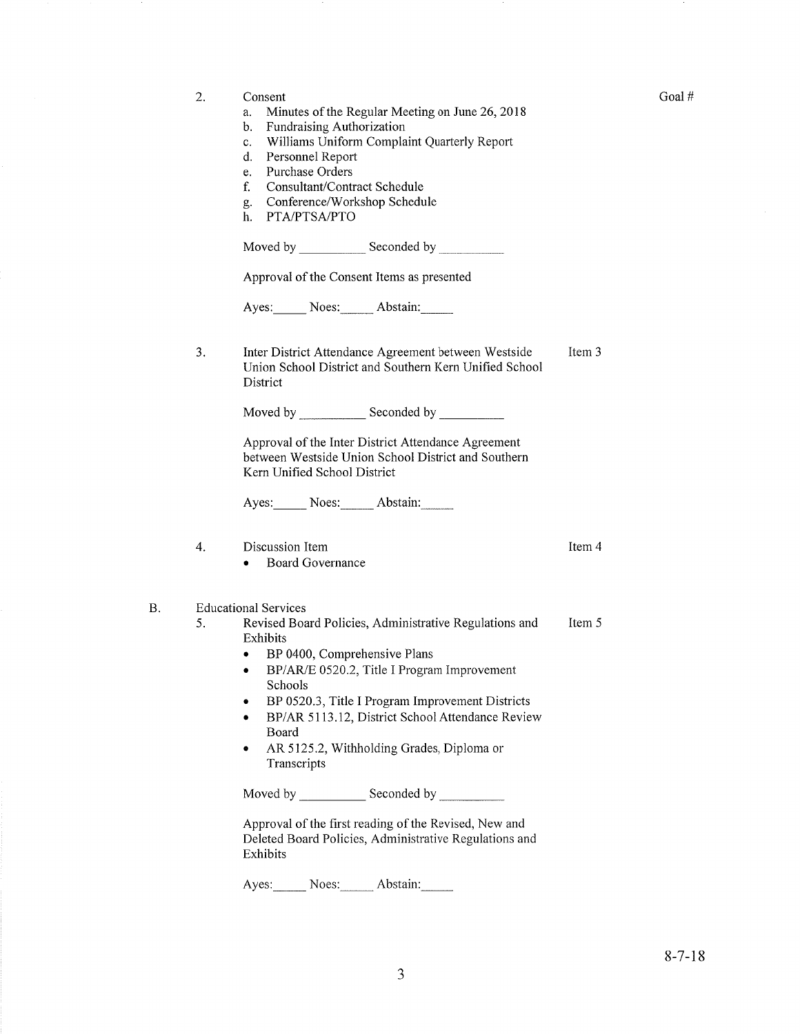Goal #

2. Consent
   a. Minutes of the Regular Meeting on June 26, 2018
   b. Fundraising Authorization
   c. Williams Uniform Complaint Quarterly Report
   d. Personnel Report
   e. Purchase Orders
   f. Consultant/Contract Schedule
   g. Conference/Workshop Schedule
   h. PTA/PTSA/PTO

   Moved by __________ Seconded by __________

   Approval of the Consent Items as presented

   Ayes:_____ Noes:_____ Abstain:_____

3. Inter District Attendance Agreement between Westside Union School District and Southern Kern Unified School District — Item 3

   Moved by __________ Seconded by __________

   Approval of the Inter District Attendance Agreement between Westside Union School District and Southern Kern Unified School District

   Ayes:_____ Noes:_____ Abstain:_____

4. Discussion Item — Item 4
   - Board Governance

B. Educational Services

5. Revised Board Policies, Administrative Regulations and Exhibits — Item 5
   - BP 0400, Comprehensive Plans
   - BP/AR/E 0520.2, Title I Program Improvement Schools
   - BP 0520.3, Title I Program Improvement Districts
   - BP/AR 5113.12, District School Attendance Review Board
   - AR 5125.2, Withholding Grades, Diploma or Transcripts

   Moved by __________ Seconded by __________

   Approval of the first reading of the Revised, New and Deleted Board Policies, Administrative Regulations and Exhibits

   Ayes:_____ Noes:_____ Abstain:_____

8-7-18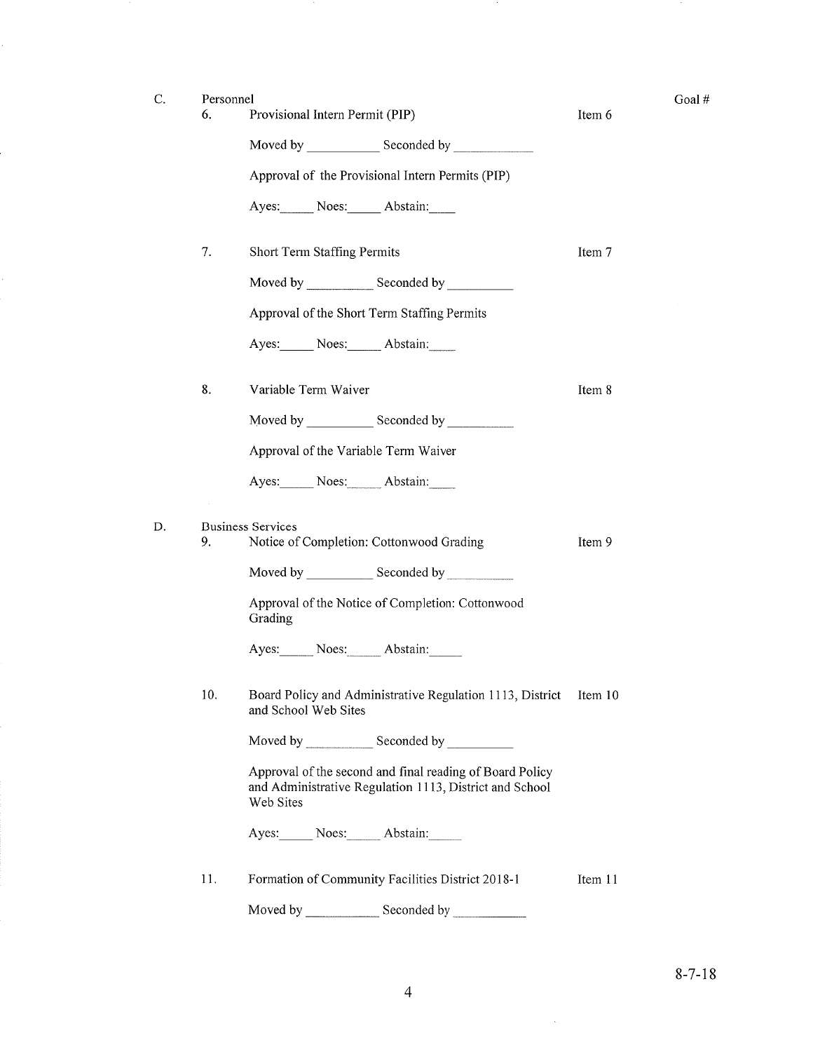C. Personnel

Goal #

6. Provisional Intern Permit (PIP) — Item 6

Moved by __________ Seconded by __________

Approval of the Provisional Intern Permits (PIP)

Ayes:_____ Noes:_____ Abstain:____

7. Short Term Staffing Permits — Item 7

Moved by __________ Seconded by __________

Approval of the Short Term Staffing Permits

Ayes:_____ Noes:_____ Abstain:_____

8. Variable Term Waiver — Item 8

Moved by __________ Seconded by __________

Approval of the Variable Term Waiver

Ayes:_____ Noes:_____ Abstain:_____

D. Business Services

9. Notice of Completion: Cottonwood Grading — Item 9

Moved by __________ Seconded by __________

Approval of the Notice of Completion: Cottonwood Grading

Ayes:_____ Noes:_____ Abstain:_____

10. Board Policy and Administrative Regulation 1113, District and School Web Sites — Item 10

Moved by __________ Seconded by __________

Approval of the second and final reading of Board Policy and Administrative Regulation 1113, District and School Web Sites

Ayes:_____ Noes:_____ Abstain:_____

11. Formation of Community Facilities District 2018-1 — Item 11

Moved by __________ Seconded by __________

8-7-18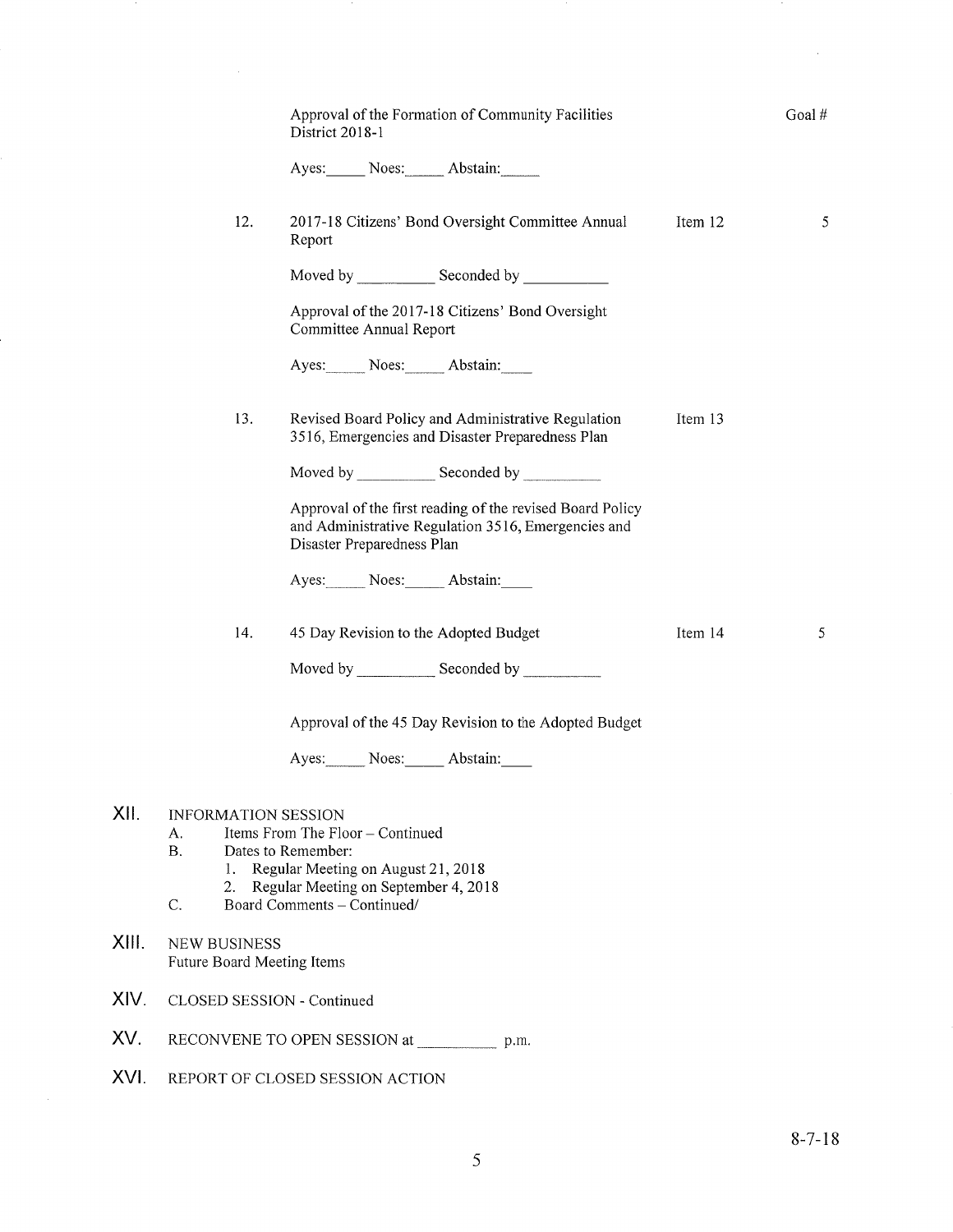Approval of the Formation of Community Facilities District 2018-1 — Goal #

Ayes:_____ Noes:_____ Abstain:_____

12. 2017-18 Citizens' Bond Oversight Committee Annual Report — Item 12 — 5

Moved by __________ Seconded by __________

Approval of the 2017-18 Citizens' Bond Oversight Committee Annual Report

Ayes:_____ Noes:_____ Abstain:____

13. Revised Board Policy and Administrative Regulation 3516, Emergencies and Disaster Preparedness Plan — Item 13

Moved by __________ Seconded by __________

Approval of the first reading of the revised Board Policy and Administrative Regulation 3516, Emergencies and Disaster Preparedness Plan

Ayes:_____ Noes:_____ Abstain:____

14. 45 Day Revision to the Adopted Budget — Item 14 — 5

Moved by __________ Seconded by __________

Approval of the 45 Day Revision to the Adopted Budget

Ayes:_____ Noes:_____ Abstain:____

## XII. INFORMATION SESSION

A. Items From The Floor – Continued

B. Dates to Remember:

1. Regular Meeting on August 21, 2018
2. Regular Meeting on September 4, 2018

C. Board Comments – Continued/

## XIII. NEW BUSINESS

Future Board Meeting Items

## XIV. CLOSED SESSION - Continued

## XV. RECONVENE TO OPEN SESSION at __________ p.m.

## XVI. REPORT OF CLOSED SESSION ACTION

8-7-18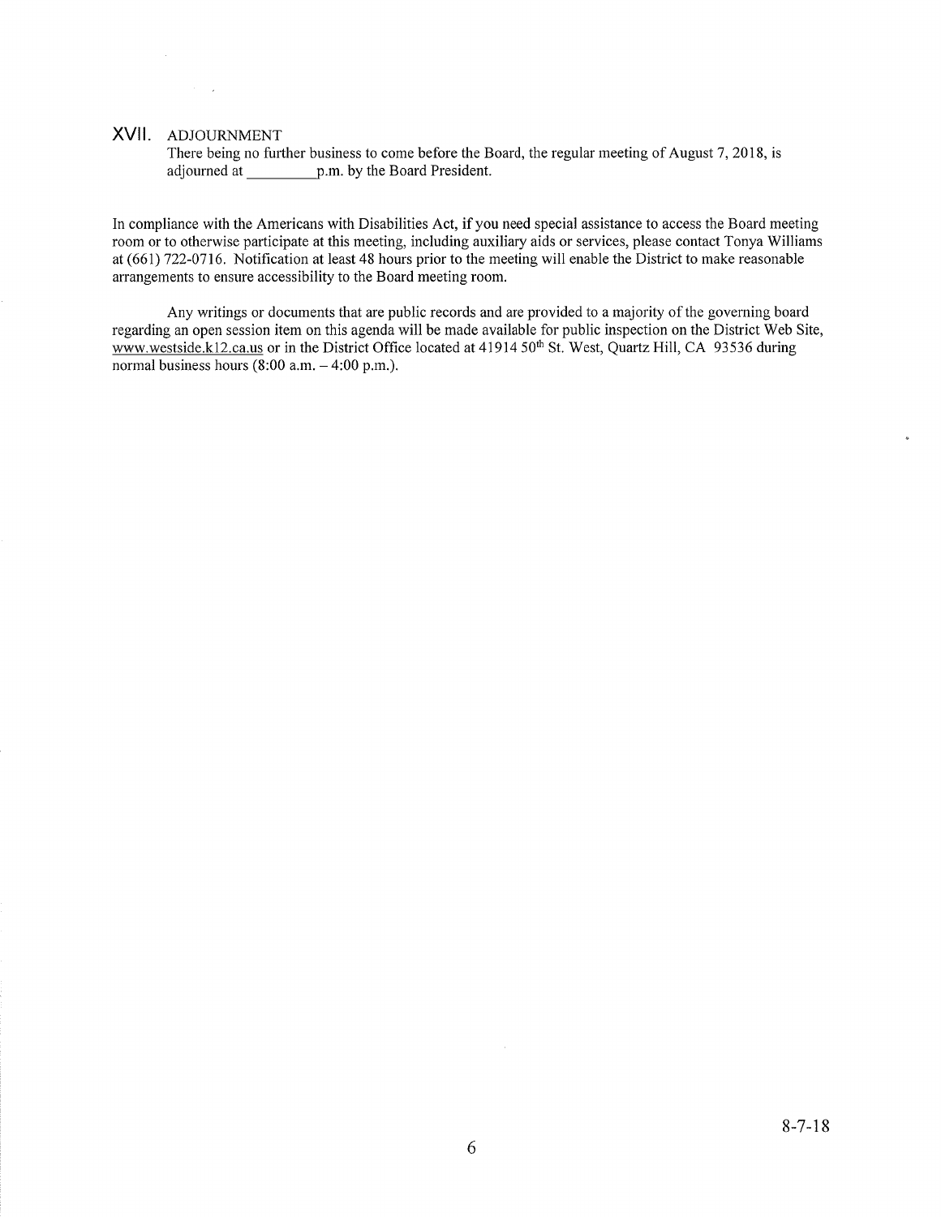## XVII. ADJOURNMENT

There being no further business to come before the Board, the regular meeting of August 7, 2018, is adjourned at __________p.m. by the Board President.

In compliance with the Americans with Disabilities Act, if you need special assistance to access the Board meeting room or to otherwise participate at this meeting, including auxiliary aids or services, please contact Tonya Williams at (661) 722-0716. Notification at least 48 hours prior to the meeting will enable the District to make reasonable arrangements to ensure accessibility to the Board meeting room.

Any writings or documents that are public records and are provided to a majority of the governing board regarding an open session item on this agenda will be made available for public inspection on the District Web Site, www.westside.k12.ca.us or in the District Office located at 41914 50th St. West, Quartz Hill, CA 93536 during normal business hours (8:00 a.m. – 4:00 p.m.).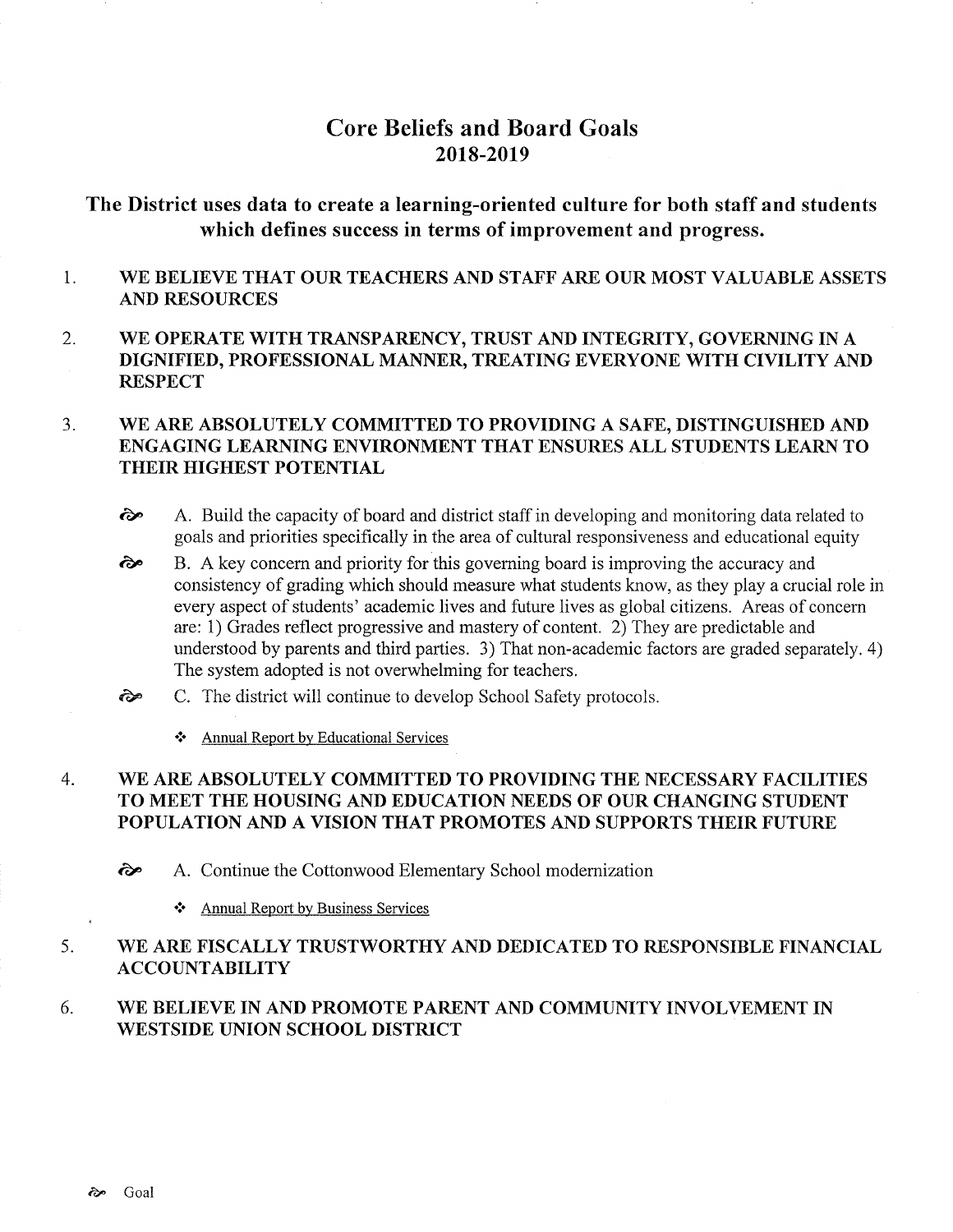# Core Beliefs and Board Goals
## 2018-2019

### The District uses data to create a learning-oriented culture for both staff and students which defines success in terms of improvement and progress.

1. **WE BELIEVE THAT OUR TEACHERS AND STAFF ARE OUR MOST VALUABLE ASSETS AND RESOURCES**

2. **WE OPERATE WITH TRANSPARENCY, TRUST AND INTEGRITY, GOVERNING IN A DIGNIFIED, PROFESSIONAL MANNER, TREATING EVERYONE WITH CIVILITY AND RESPECT**

3. **WE ARE ABSOLUTELY COMMITTED TO PROVIDING A SAFE, DISTINGUISHED AND ENGAGING LEARNING ENVIRONMENT THAT ENSURES ALL STUDENTS LEARN TO THEIR HIGHEST POTENTIAL**

   - ⚘ A. Build the capacity of board and district staff in developing and monitoring data related to goals and priorities specifically in the area of cultural responsiveness and educational equity
   - ⚘ B. A key concern and priority for this governing board is improving the accuracy and consistency of grading which should measure what students know, as they play a crucial role in every aspect of students' academic lives and future lives as global citizens. Areas of concern are: 1) Grades reflect progressive and mastery of content. 2) They are predictable and understood by parents and third parties. 3) That non-academic factors are graded separately. 4) The system adopted is not overwhelming for teachers.
   - ⚘ C. The district will continue to develop School Safety protocols.
     - ❖ Annual Report by Educational Services

4. **WE ARE ABSOLUTELY COMMITTED TO PROVIDING THE NECESSARY FACILITIES TO MEET THE HOUSING AND EDUCATION NEEDS OF OUR CHANGING STUDENT POPULATION AND A VISION THAT PROMOTES AND SUPPORTS THEIR FUTURE**

   - ⚘ A. Continue the Cottonwood Elementary School modernization
     - ❖ Annual Report by Business Services

5. **WE ARE FISCALLY TRUSTWORTHY AND DEDICATED TO RESPONSIBLE FINANCIAL ACCOUNTABILITY**

6. **WE BELIEVE IN AND PROMOTE PARENT AND COMMUNITY INVOLVEMENT IN WESTSIDE UNION SCHOOL DISTRICT**

⚘ Goal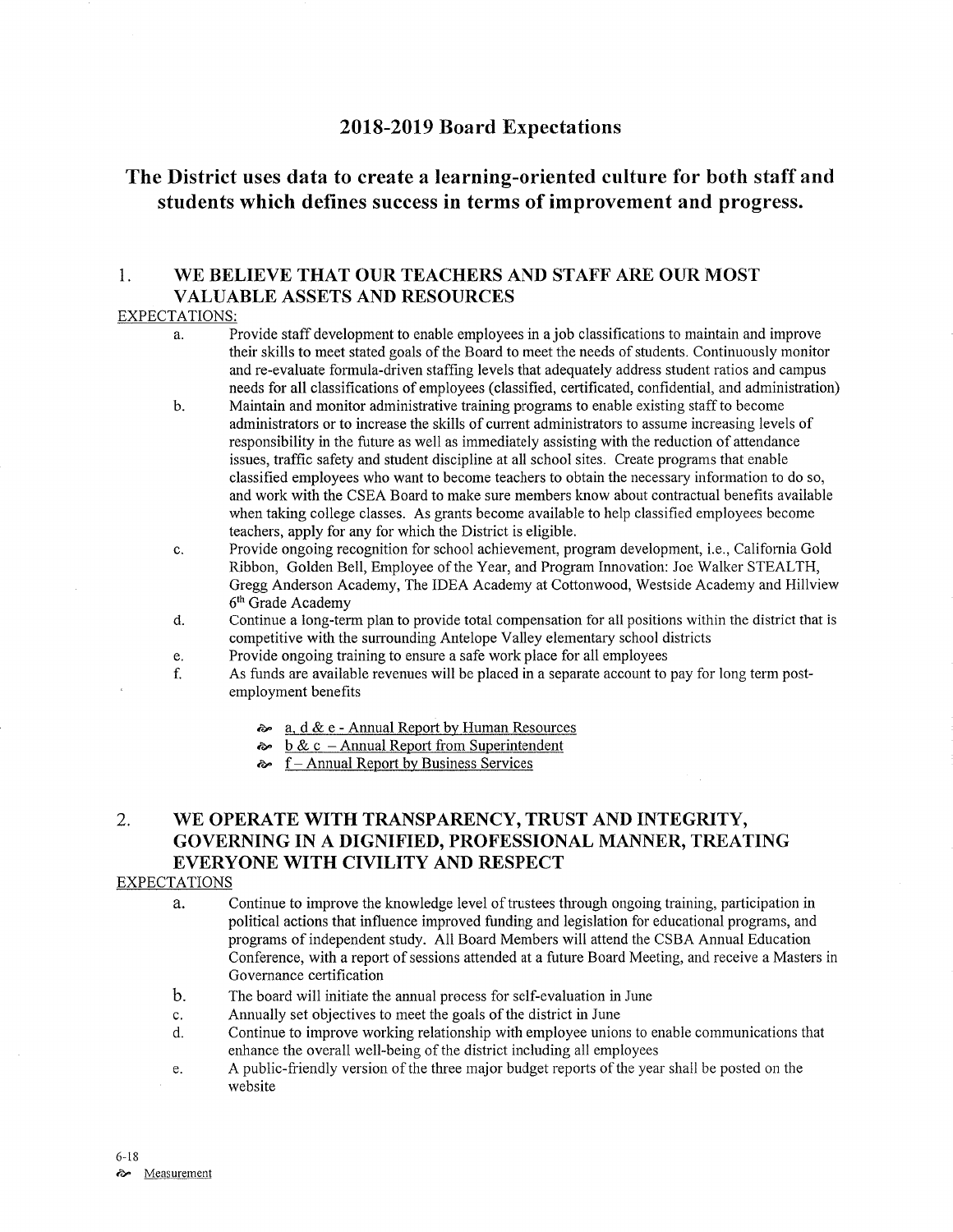# 2018-2019 Board Expectations

## The District uses data to create a learning-oriented culture for both staff and students which defines success in terms of improvement and progress.

### 1. WE BELIEVE THAT OUR TEACHERS AND STAFF ARE OUR MOST VALUABLE ASSETS AND RESOURCES

EXPECTATIONS:

a. Provide staff development to enable employees in a job classifications to maintain and improve their skills to meet stated goals of the Board to meet the needs of students. Continuously monitor and re-evaluate formula-driven staffing levels that adequately address student ratios and campus needs for all classifications of employees (classified, certificated, confidential, and administration)

b. Maintain and monitor administrative training programs to enable existing staff to become administrators or to increase the skills of current administrators to assume increasing levels of responsibility in the future as well as immediately assisting with the reduction of attendance issues, traffic safety and student discipline at all school sites. Create programs that enable classified employees who want to become teachers to obtain the necessary information to do so, and work with the CSEA Board to make sure members know about contractual benefits available when taking college classes. As grants become available to help classified employees become teachers, apply for any for which the District is eligible.

c. Provide ongoing recognition for school achievement, program development, i.e., California Gold Ribbon, Golden Bell, Employee of the Year, and Program Innovation: Joe Walker STEALTH, Gregg Anderson Academy, The IDEA Academy at Cottonwood, Westside Academy and Hillview 6th Grade Academy

d. Continue a long-term plan to provide total compensation for all positions within the district that is competitive with the surrounding Antelope Valley elementary school districts

e. Provide ongoing training to ensure a safe work place for all employees

f. As funds are available revenues will be placed in a separate account to pay for long term post-employment benefits

- a, d & e - Annual Report by Human Resources
- b & c – Annual Report from Superintendent
- f – Annual Report by Business Services

### 2. WE OPERATE WITH TRANSPARENCY, TRUST AND INTEGRITY, GOVERNING IN A DIGNIFIED, PROFESSIONAL MANNER, TREATING EVERYONE WITH CIVILITY AND RESPECT

EXPECTATIONS

a. Continue to improve the knowledge level of trustees through ongoing training, participation in political actions that influence improved funding and legislation for educational programs, and programs of independent study. All Board Members will attend the CSBA Annual Education Conference, with a report of sessions attended at a future Board Meeting, and receive a Masters in Governance certification

b. The board will initiate the annual process for self-evaluation in June

c. Annually set objectives to meet the goals of the district in June

d. Continue to improve working relationship with employee unions to enable communications that enhance the overall well-being of the district including all employees

e. A public-friendly version of the three major budget reports of the year shall be posted on the website

6-18

Measurement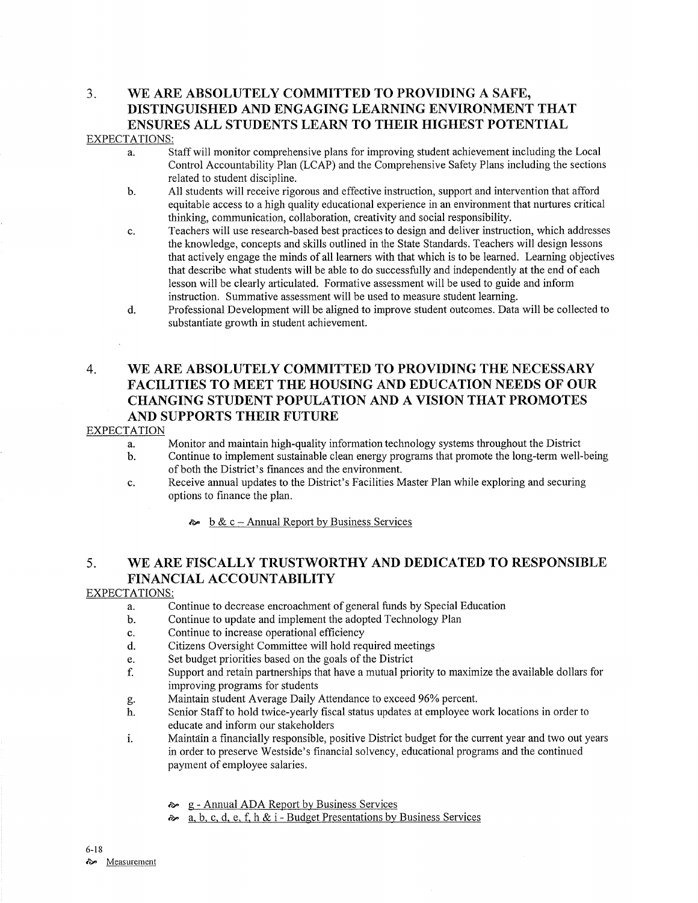## 3. WE ARE ABSOLUTELY COMMITTED TO PROVIDING A SAFE, DISTINGUISHED AND ENGAGING LEARNING ENVIRONMENT THAT ENSURES ALL STUDENTS LEARN TO THEIR HIGHEST POTENTIAL

EXPECTATIONS:

a. Staff will monitor comprehensive plans for improving student achievement including the Local Control Accountability Plan (LCAP) and the Comprehensive Safety Plans including the sections related to student discipline.

b. All students will receive rigorous and effective instruction, support and intervention that afford equitable access to a high quality educational experience in an environment that nurtures critical thinking, communication, collaboration, creativity and social responsibility.

c. Teachers will use research-based best practices to design and deliver instruction, which addresses the knowledge, concepts and skills outlined in the State Standards. Teachers will design lessons that actively engage the minds of all learners with that which is to be learned. Learning objectives that describe what students will be able to do successfully and independently at the end of each lesson will be clearly articulated. Formative assessment will be used to guide and inform instruction. Summative assessment will be used to measure student learning.

d. Professional Development will be aligned to improve student outcomes. Data will be collected to substantiate growth in student achievement.

## 4. WE ARE ABSOLUTELY COMMITTED TO PROVIDING THE NECESSARY FACILITIES TO MEET THE HOUSING AND EDUCATION NEEDS OF OUR CHANGING STUDENT POPULATION AND A VISION THAT PROMOTES AND SUPPORTS THEIR FUTURE

EXPECTATION

a. Monitor and maintain high-quality information technology systems throughout the District

b. Continue to implement sustainable clean energy programs that promote the long-term well-being of both the District's finances and the environment.

c. Receive annual updates to the District's Facilities Master Plan while exploring and securing options to finance the plan.

- b & c – Annual Report by Business Services

## 5. WE ARE FISCALLY TRUSTWORTHY AND DEDICATED TO RESPONSIBLE FINANCIAL ACCOUNTABILITY

EXPECTATIONS:

a. Continue to decrease encroachment of general funds by Special Education

b. Continue to update and implement the adopted Technology Plan

c. Continue to increase operational efficiency

d. Citizens Oversight Committee will hold required meetings

e. Set budget priorities based on the goals of the District

f. Support and retain partnerships that have a mutual priority to maximize the available dollars for improving programs for students

g. Maintain student Average Daily Attendance to exceed 96% percent.

h. Senior Staff to hold twice-yearly fiscal status updates at employee work locations in order to educate and inform our stakeholders

i. Maintain a financially responsible, positive District budget for the current year and two out years in order to preserve Westside's financial solvency, educational programs and the continued payment of employee salaries.

- g - Annual ADA Report by Business Services
- a, b, c, d, e, f, h & i - Budget Presentations by Business Services

6-18

Measurement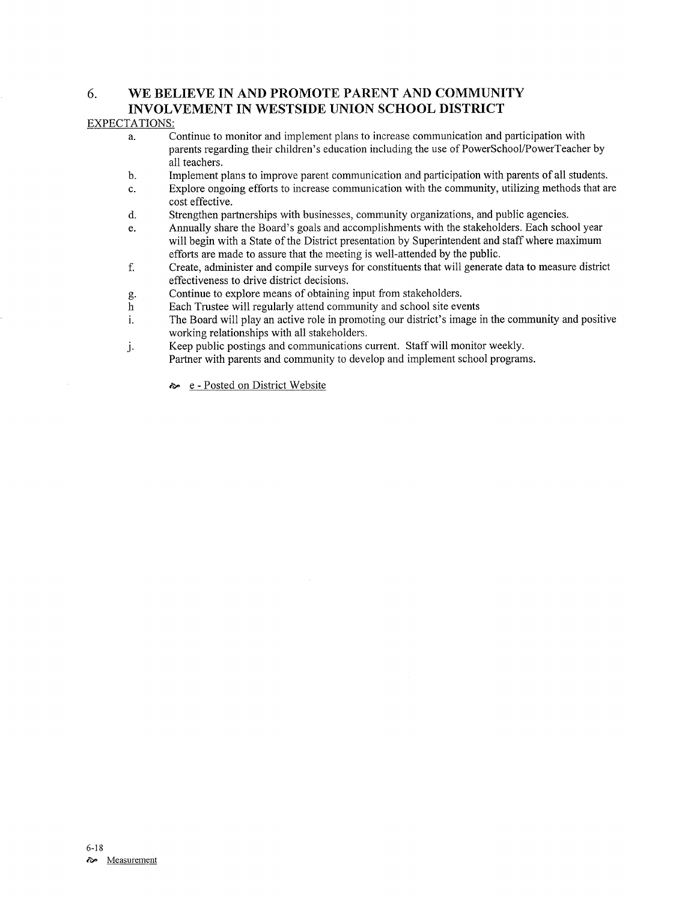## 6. WE BELIEVE IN AND PROMOTE PARENT AND COMMUNITY INVOLVEMENT IN WESTSIDE UNION SCHOOL DISTRICT

EXPECTATIONS:

a. Continue to monitor and implement plans to increase communication and participation with parents regarding their children's education including the use of PowerSchool/PowerTeacher by all teachers.

b. Implement plans to improve parent communication and participation with parents of all students.

c. Explore ongoing efforts to increase communication with the community, utilizing methods that are cost effective.

d. Strengthen partnerships with businesses, community organizations, and public agencies.

e. Annually share the Board's goals and accomplishments with the stakeholders. Each school year will begin with a State of the District presentation by Superintendent and staff where maximum efforts are made to assure that the meeting is well-attended by the public.

f. Create, administer and compile surveys for constituents that will generate data to measure district effectiveness to drive district decisions.

g. Continue to explore means of obtaining input from stakeholders.

h Each Trustee will regularly attend community and school site events

i. The Board will play an active role in promoting our district's image in the community and positive working relationships with all stakeholders.

j. Keep public postings and communications current. Staff will monitor weekly.
Partner with parents and community to develop and implement school programs.

e - Posted on District Website

6-18

Measurement